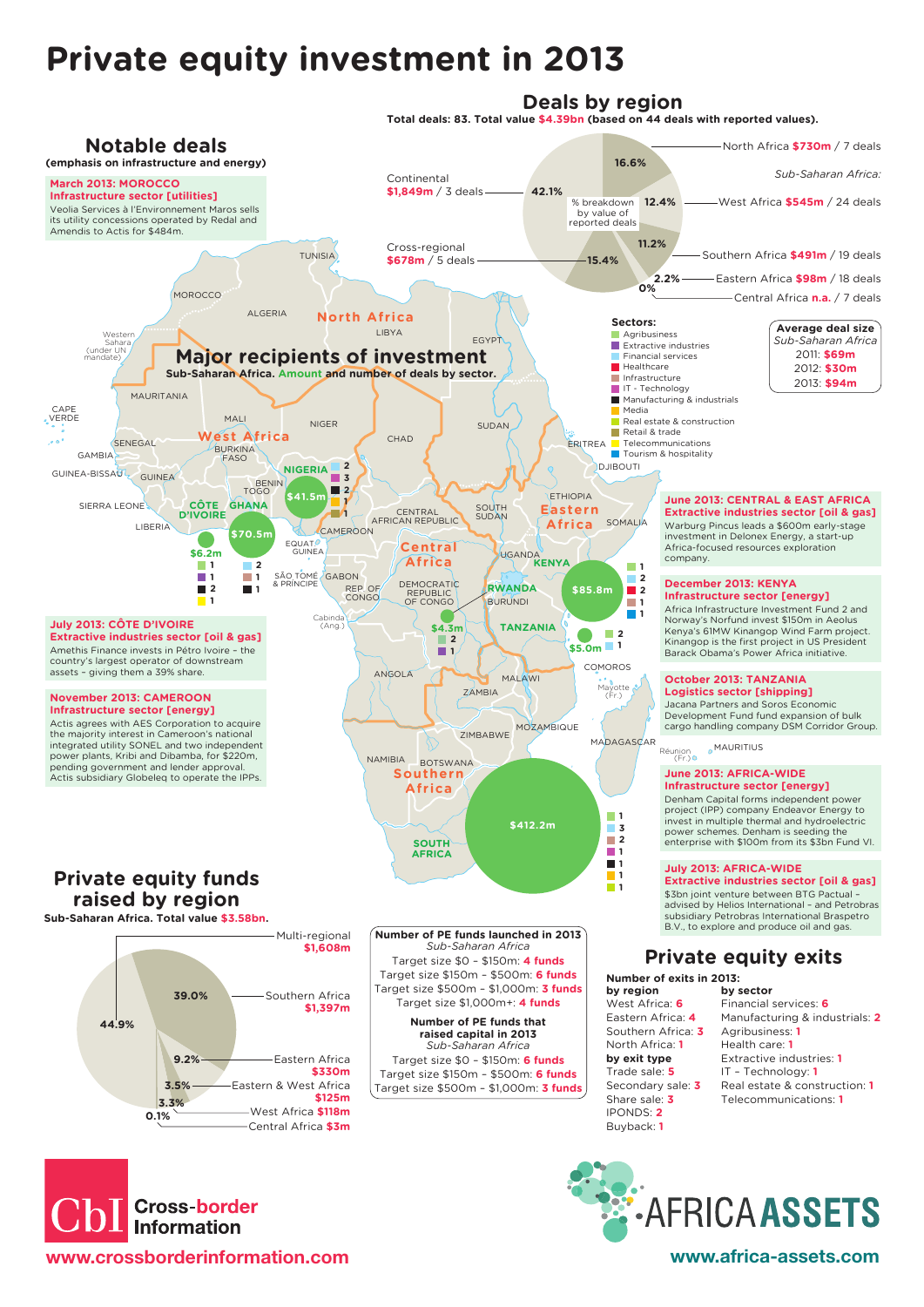# Private equity investment in 2013

## Deals by region

**Total deals: 83. Total value $4.39bn (based on 44 deals with reported values).**

% breakdown by value of reported deals

| Region | Share | Value | Deals |
|---|---|---|---|
| Continental | 42.1% | $1,849m | 3 deals |
| Cross-regional | 15.4% | $678m | 5 deals |
| North Africa | 16.6% | $730m | 7 deals |
| *Sub-Saharan Africa:* | | | |
| West Africa | 12.4% | $545m | 24 deals |
| Southern Africa | 11.2% | $491m | 19 deals |
| Eastern Africa | 2.2% | $98m | 18 deals |
| Central Africa | 0% | n.a. | 7 deals |

**Average deal size**
*Sub-Saharan Africa*
- 2011: $69m
- 2012: $30m
- 2013: $94m

## Notable deals

**(emphasis on infrastructure and energy)**

**March 2013: MOROCCO**
**Infrastructure sector [utilities]**
Veolia Services à l'Environnement Maros sells its utility concessions operated by Redal and Amendis to Actis for $484m.

**July 2013: CÔTE D'IVOIRE**
**Extractive industries sector [oil & gas]**
Amethis Finance invests in Pétro Ivoire – the country's largest operator of downstream assets – giving them a 39% share.

**November 2013: CAMEROON**
**Infrastructure sector [energy]**
Actis agrees with AES Corporation to acquire the majority interest in Cameroon's national integrated utility SONEL and two independent power plants, Kribi and Dibamba, for $220m, pending government and lender approval. Actis subsidiary Globeleq to operate the IPPs.

**June 2013: CENTRAL & EAST AFRICA**
**Extractive industries sector [oil & gas]**
Warburg Pincus leads a $600m early-stage investment in Delonex Energy, a start-up Africa-focused resources exploration company.

**December 2013: KENYA**
**Infrastructure sector [energy]**
Africa Infrastructure Investment Fund 2 and Norway's Norfund invest $150m in Aeolus Kenya's 61MW Kinangop Wind Farm project. Kinangop is the first project in US President Barack Obama's Power Africa initiative.

**October 2013: TANZANIA**
**Logistics sector [shipping]**
Jacana Partners and Soros Economic Development Fund fund expansion of bulk cargo handling company DSM Corridor Group.

**June 2013: AFRICA-WIDE**
**Infrastructure sector [energy]**
Denham Capital forms independent power project (IPP) company Endeavor Energy to invest in multiple thermal and hydroelectric power schemes. Denham is seeding the enterprise with $100m from its $3bn Fund VI.

**July 2013: AFRICA-WIDE**
**Extractive industries sector [oil & gas]**
$3bn joint venture between BTG Pactual – advised by Helios International – and Petrobras subsidiary Petrobras International Braspetro B.V., to explore and produce oil and gas.

## Major recipients of investment

**Sub-Saharan Africa. Amount and number of deals by sector.**

Sectors: Agribusiness; Extractive industries; Financial services; Healthcare; Infrastructure; IT - Technology; Manufacturing & industrials; Media; Real estate & construction; Retail & trade; Telecommunications; Tourism & hospitality

| Country | Amount | Deals by sector |
|---|---|---|
| Nigeria | $41.5m | 2, 3, 2, 1, 1 |
| Ghana | $70.5m | 2, 1, 1 |
| Côte d'Ivoire | $6.2m | 1, 1, 2, 1 |
| Rwanda | $4.3m | 2, 1 |
| Kenya | $85.8m | 1, 2, 2, 1, 1 |
| Tanzania | $5.0m | 2, 1 |
| South Africa | $412.2m | 1, 3, 2, 1, 1, 1, 1 |

## Private equity funds raised by region

**Sub-Saharan Africa. Total value $3.58bn.**

| Region | Share | Value |
|---|---|---|
| Multi-regional | 44.9% | $1,608m |
| Southern Africa | 39.0% | $1,397m |
| Eastern Africa | 9.2% | $330m |
| Eastern & West Africa | 3.5% | $125m |
| West Africa | 3.3% | $118m |
| Central Africa | 0.1% | $3m |

**Number of PE funds launched in 2013**
*Sub-Saharan Africa*
- Target size $0 – $150m: 4 funds
- Target size $150m – $500m: 6 funds
- Target size $500m – $1,000m: 3 funds
- Target size $1,000m+: 4 funds

**Number of PE funds that raised capital in 2013**
*Sub-Saharan Africa*
- Target size $0 – $150m: 6 funds
- Target size $150m – $500m: 6 funds
- Target size $500m – $1,000m: 3 funds

## Private equity exits

**Number of exits in 2013:**

**by region**
- West Africa: 6
- Eastern Africa: 4
- Southern Africa: 3
- North Africa: 1

**by exit type**
- Trade sale: 5
- Secondary sale: 3
- Share sale: 3
- IPONDS: 2
- Buyback: 1

**by sector**
- Financial services: 6
- Manufacturing & industrials: 2
- Agribusiness: 1
- Health care: 1
- Extractive industries: 1
- IT – Technology: 1
- Real estate & construction: 1
- Telecommunications: 1

CbI Cross-border Information
www.crossborderinformation.com

AFRICA ASSETS
www.africa-assets.com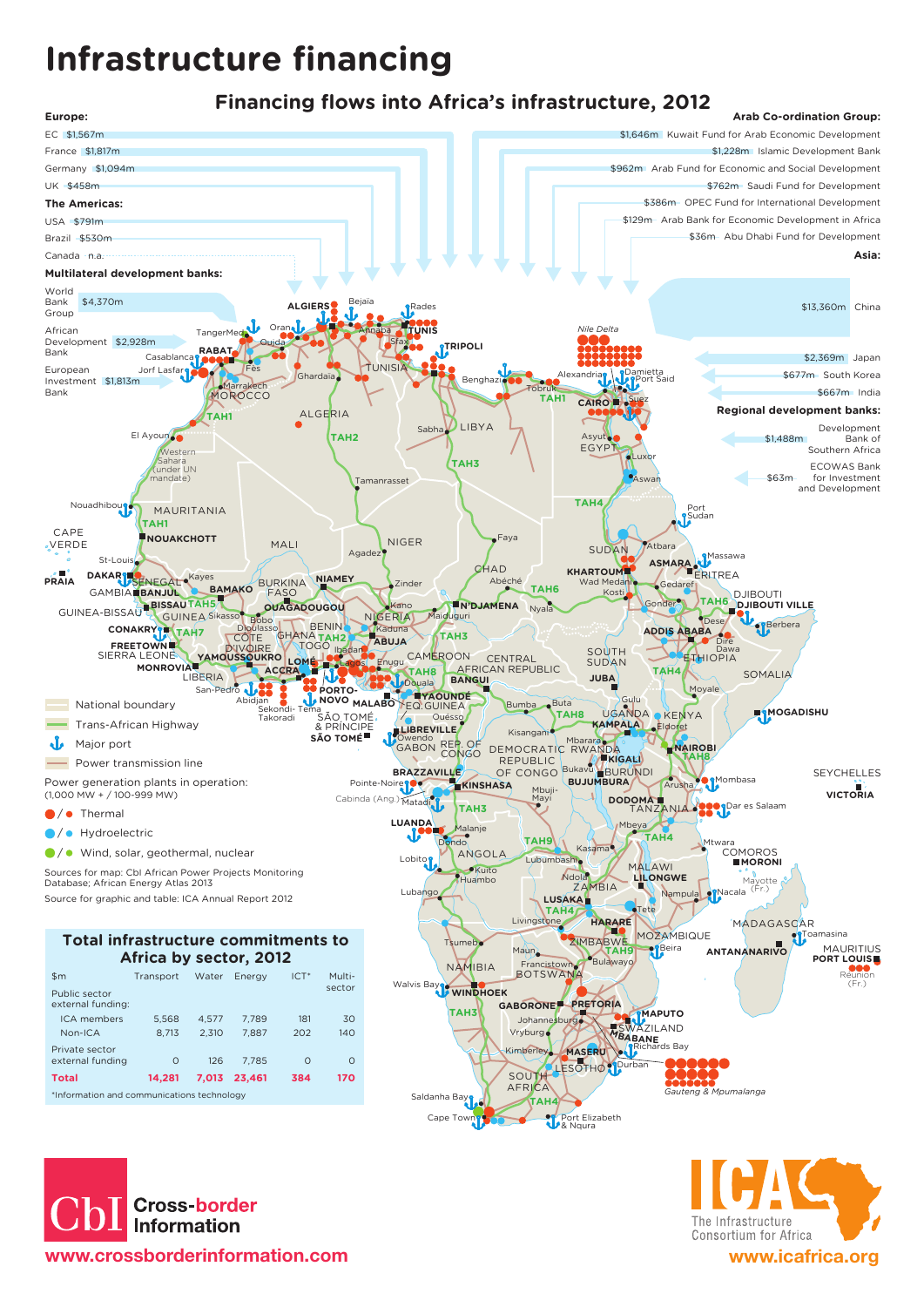# Infrastructure financing

## Financing flows into Africa's infrastructure, 2012

**Europe:**

EC $1,567m
France $1,817m
Germany $1,094m
UK $458m

**The Americas:**

USA $791m
Brazil $530m
Canada n.a.

**Multilateral development banks:**

World Bank Group $4,370m
African Development Bank $2,928m
European Investment Bank $1,813m

**Arab Co-ordination Group:**

$1,646m Kuwait Fund for Arab Economic Development
$1,228m Islamic Development Bank
$962m Arab Fund for Economic and Social Development
$762m Saudi Fund for Development
$386m OPEC Fund for International Development
$129m Arab Bank for Economic Development in Africa
$36m Abu Dhabi Fund for Development

**Asia:**

$13,360m China
$2,369m Japan
$677m South Korea
$667m India

**Regional development banks:**

$1,488m Development Bank of Southern Africa
$63m ECOWAS Bank for Investment and Development

National boundary
Trans-African Highway
Major port
Power transmission line

Power generation plants in operation:
(1,000 MW + / 100-999 MW)

Thermal
Hydroelectric
Wind, solar, geothermal, nuclear

Sources for map: CbI African Power Projects Monitoring Database; African Energy Atlas 2013
Source for graphic and table: ICA Annual Report 2012

### Total infrastructure commitments to Africa by sector, 2012

| $m | Transport | Water | Energy | ICT* | Multi-sector |
|---|---|---|---|---|---|
| Public sector external funding: | | | | | |
| ICA members | 5,568 | 4,577 | 7,789 | 181 | 30 |
| Non-ICA | 8,713 | 2,310 | 7,887 | 202 | 140 |
| Private sector external funding | 0 | 126 | 7,785 | 0 | 0 |
| **Total** | **14,281** | **7,013** | **23,461** | **384** | **170** |

*Information and communications technology

CbI Cross-border Information
www.crossborderinformation.com

ICA The Infrastructure Consortium for Africa
www.icafrica.org